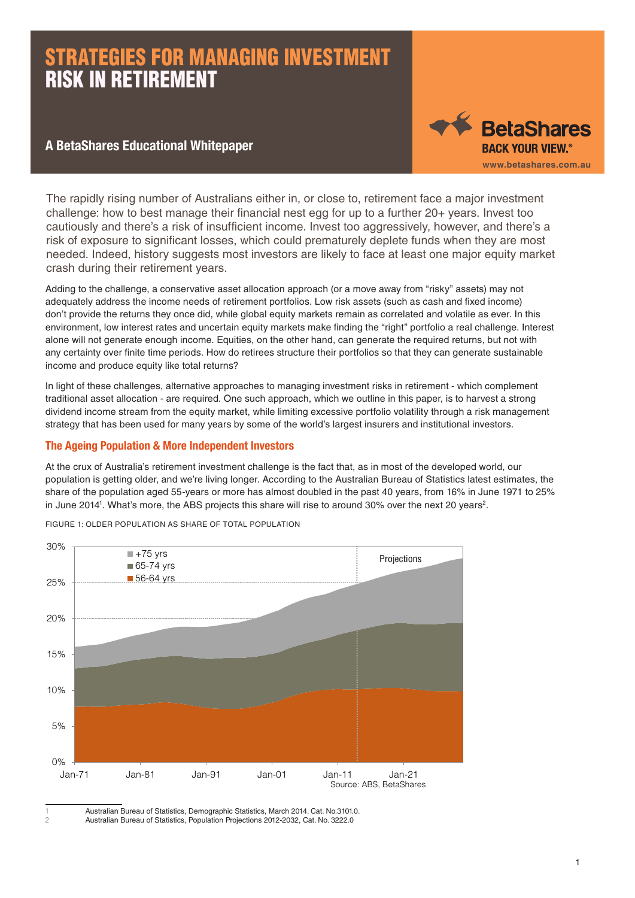# STRATEGIES FOR MANAGING INVESTMENT RISK IN RETIREMENT

## A BetaShares Educational Whitepaper

BetaShares
BACK YOUR VIEW.®
www.betashares.com.au

The rapidly rising number of Australians either in, or close to, retirement face a major investment challenge: how to best manage their financial nest egg for up to a further 20+ years. Invest too cautiously and there's a risk of insufficient income. Invest too aggressively, however, and there's a risk of exposure to significant losses, which could prematurely deplete funds when they are most needed. Indeed, history suggests most investors are likely to face at least one major equity market crash during their retirement years.

Adding to the challenge, a conservative asset allocation approach (or a move away from "risky" assets) may not adequately address the income needs of retirement portfolios. Low risk assets (such as cash and fixed income) don't provide the returns they once did, while global equity markets remain as correlated and volatile as ever. In this environment, low interest rates and uncertain equity markets make finding the "right" portfolio a real challenge. Interest alone will not generate enough income. Equities, on the other hand, can generate the required returns, but not with any certainty over finite time periods. How do retirees structure their portfolios so that they can generate sustainable income and produce equity like total returns?

In light of these challenges, alternative approaches to managing investment risks in retirement - which complement traditional asset allocation - are required. One such approach, which we outline in this paper, is to harvest a strong dividend income stream from the equity market, while limiting excessive portfolio volatility through a risk management strategy that has been used for many years by some of the world's largest insurers and institutional investors.

### The Ageing Population & More Independent Investors

At the crux of Australia's retirement investment challenge is the fact that, as in most of the developed world, our population is getting older, and we're living longer. According to the Australian Bureau of Statistics latest estimates, the share of the population aged 55-years or more has almost doubled in the past 40 years, from 16% in June 1971 to 25% in June 2014[1]. What's more, the ABS projects this share will rise to around 30% over the next 20 years[2].

FIGURE 1: OLDER POPULATION AS SHARE OF TOTAL POPULATION

Source: ABS, BetaShares

[1] Australian Bureau of Statistics, Demographic Statistics, March 2014. Cat. No.3101.0.

[2] Australian Bureau of Statistics, Population Projections 2012-2032, Cat. No. 3222.0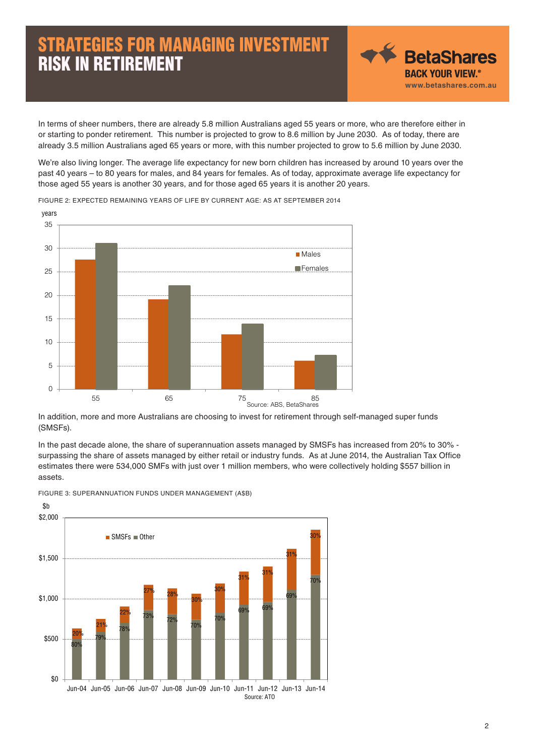In terms of sheer numbers, there are already 5.8 million Australians aged 55 years or more, who are therefore either in or starting to ponder retirement. This number is projected to grow to 8.6 million by June 2030. As of today, there are already 3.5 million Australians aged 65 years or more, with this number projected to grow to 5.6 million by June 2030.

We're also living longer. The average life expectancy for new born children has increased by around 10 years over the past 40 years – to 80 years for males, and 84 years for females. As of today, approximate average life expectancy for those aged 55 years is another 30 years, and for those aged 65 years it is another 20 years.

FIGURE 2: EXPECTED REMAINING YEARS OF LIFE BY CURRENT AGE: AS AT SEPTEMBER 2014

Source: ABS, BetaShares

In addition, more and more Australians are choosing to invest for retirement through self-managed super funds (SMSFs).

In the past decade alone, the share of superannuation assets managed by SMSFs has increased from 20% to 30% - surpassing the share of assets managed by either retail or industry funds. As at June 2014, the Australian Tax Office estimates there were 534,000 SMFs with just over 1 million members, who were collectively holding $557 billion in assets.

FIGURE 3: SUPERANNUATION FUNDS UNDER MANAGEMENT (A$B)

Source: ATO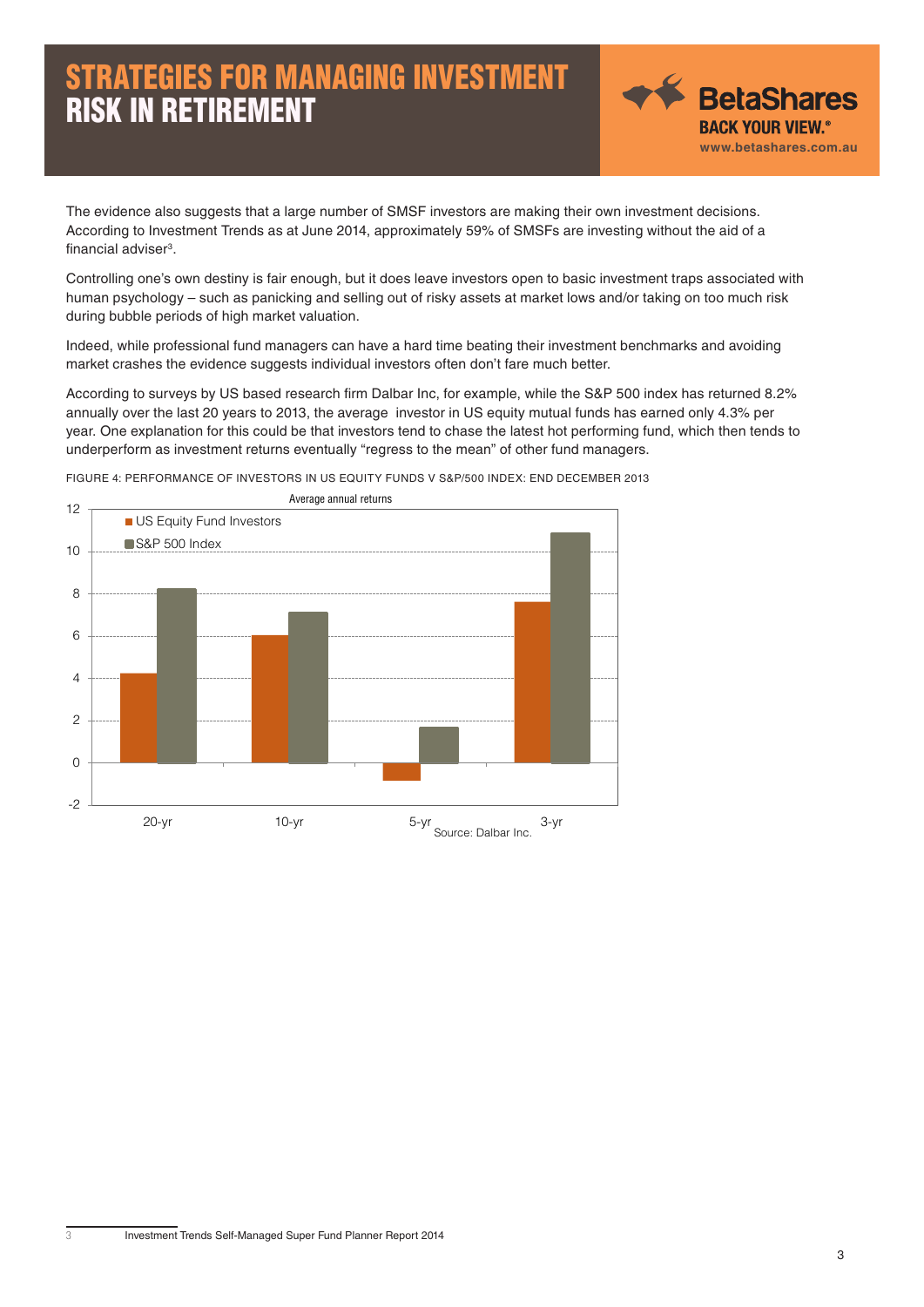The evidence also suggests that a large number of SMSF investors are making their own investment decisions. According to Investment Trends as at June 2014, approximately 59% of SMSFs are investing without the aid of a financial adviser[3].

Controlling one's own destiny is fair enough, but it does leave investors open to basic investment traps associated with human psychology – such as panicking and selling out of risky assets at market lows and/or taking on too much risk during bubble periods of high market valuation.

Indeed, while professional fund managers can have a hard time beating their investment benchmarks and avoiding market crashes the evidence suggests individual investors often don't fare much better.

According to surveys by US based research firm Dalbar Inc, for example, while the S&P 500 index has returned 8.2% annually over the last 20 years to 2013, the average investor in US equity mutual funds has earned only 4.3% per year. One explanation for this could be that investors tend to chase the latest hot performing fund, which then tends to underperform as investment returns eventually "regress to the mean" of other fund managers.

FIGURE 4: PERFORMANCE OF INVESTORS IN US EQUITY FUNDS V S&P/500 INDEX: END DECEMBER 2013

Average annual returns

Legend: US Equity Fund Investors; S&P 500 Index

Categories: 20-yr, 10-yr, 5-yr, 3-yr

Source: Dalbar Inc.

---

[3] Investment Trends Self-Managed Super Fund Planner Report 2014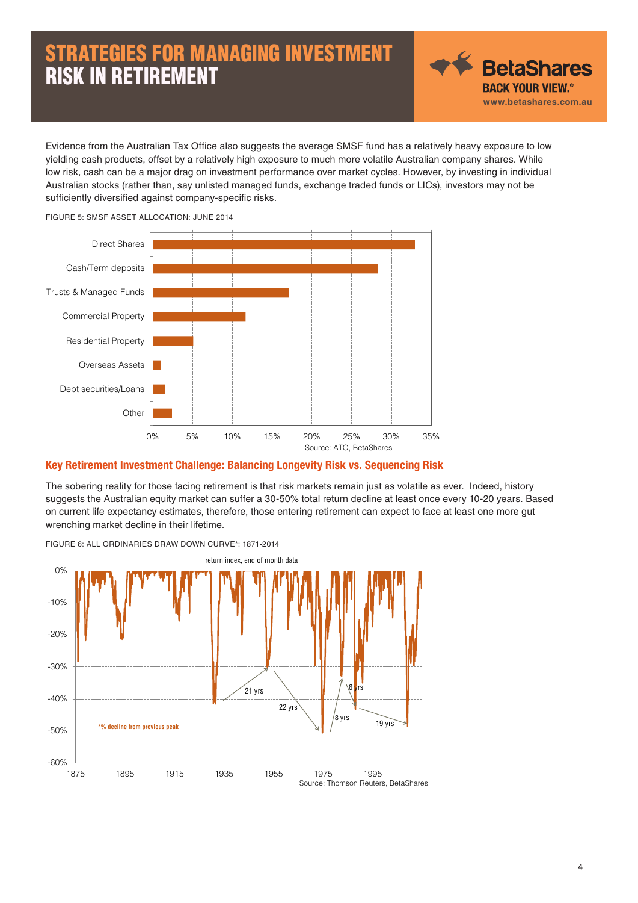Evidence from the Australian Tax Office also suggests the average SMSF fund has a relatively heavy exposure to low yielding cash products, offset by a relatively high exposure to much more volatile Australian company shares. While low risk, cash can be a major drag on investment performance over market cycles. However, by investing in individual Australian stocks (rather than, say unlisted managed funds, exchange traded funds or LICs), investors may not be sufficiently diversified against company-specific risks.

FIGURE 5: SMSF ASSET ALLOCATION: JUNE 2014

Source: ATO, BetaShares

## Key Retirement Investment Challenge: Balancing Longevity Risk vs. Sequencing Risk

The sobering reality for those facing retirement is that risk markets remain just as volatile as ever. Indeed, history suggests the Australian equity market can suffer a 30-50% total return decline at least once every 10-20 years. Based on current life expectancy estimates, therefore, those entering retirement can expect to face at least one more gut wrenching market decline in their lifetime.

FIGURE 6: ALL ORDINARIES DRAW DOWN CURVE*: 1871-2014

*% decline from previous peak

Source: Thomson Reuters, BetaShares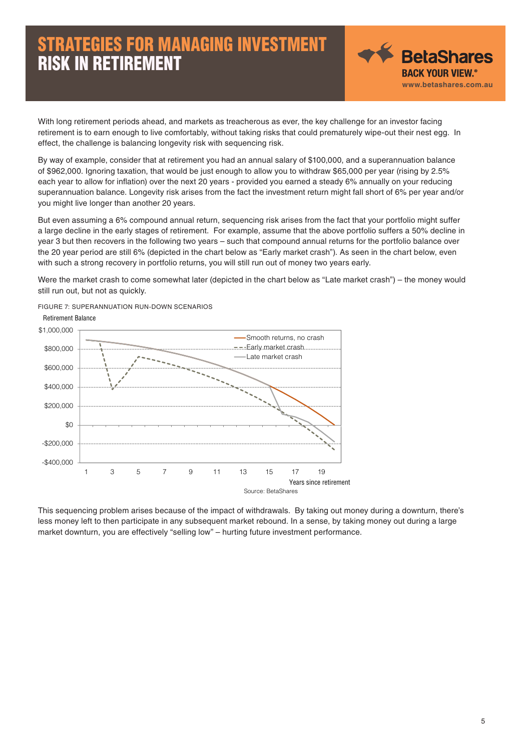# STRATEGIES FOR MANAGING INVESTMENT RISK IN RETIREMENT

With long retirement periods ahead, and markets as treacherous as ever, the key challenge for an investor facing retirement is to earn enough to live comfortably, without taking risks that could prematurely wipe-out their nest egg. In effect, the challenge is balancing longevity risk with sequencing risk.

By way of example, consider that at retirement you had an annual salary of $100,000, and a superannuation balance of $962,000. Ignoring taxation, that would be just enough to allow you to withdraw $65,000 per year (rising by 2.5% each year to allow for inflation) over the next 20 years - provided you earned a steady 6% annually on your reducing superannuation balance. Longevity risk arises from the fact the investment return might fall short of 6% per year and/or you might live longer than another 20 years.

But even assuming a 6% compound annual return, sequencing risk arises from the fact that your portfolio might suffer a large decline in the early stages of retirement. For example, assume that the above portfolio suffers a 50% decline in year 3 but then recovers in the following two years – such that compound annual returns for the portfolio balance over the 20 year period are still 6% (depicted in the chart below as "Early market crash"). As seen in the chart below, even with such a strong recovery in portfolio returns, you will still run out of money two years early.

Were the market crash to come somewhat later (depicted in the chart below as "Late market crash") – the money would still run out, but not as quickly.

FIGURE 7: SUPERANNUATION RUN-DOWN SCENARIOS

Source: BetaShares

This sequencing problem arises because of the impact of withdrawals. By taking out money during a downturn, there's less money left to then participate in any subsequent market rebound. In a sense, by taking money out during a large market downturn, you are effectively "selling low" – hurting future investment performance.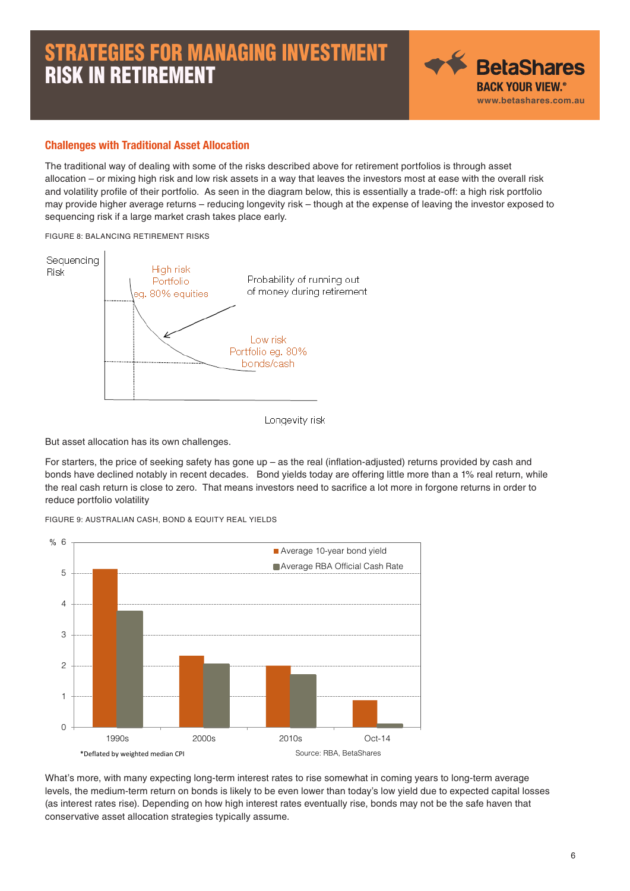## Challenges with Traditional Asset Allocation

The traditional way of dealing with some of the risks described above for retirement portfolios is through asset allocation – or mixing high risk and low risk assets in a way that leaves the investors most at ease with the overall risk and volatility profile of their portfolio. As seen in the diagram below, this is essentially a trade-off: a high risk portfolio may provide higher average returns – reducing longevity risk – though at the expense of leaving the investor exposed to sequencing risk if a large market crash takes place early.

FIGURE 8: BALANCING RETIREMENT RISKS

Sequencing Risk

High risk Portfolio eg. 80% equities

Probability of running out of money during retirement

Low risk Portfolio eg. 80% bonds/cash

Longevity risk

But asset allocation has its own challenges.

For starters, the price of seeking safety has gone up – as the real (inflation-adjusted) returns provided by cash and bonds have declined notably in recent decades. Bond yields today are offering little more than a 1% real return, while the real cash return is close to zero. That means investors need to sacrifice a lot more in forgone returns in order to reduce portfolio volatility

FIGURE 9: AUSTRALIAN CASH, BOND & EQUITY REAL YIELDS

Average 10-year bond yield / Average RBA Official Cash Rate (%): 1990s, 2000s, 2010s, Oct-14

*Deflated by weighted median CPI

Source: RBA, BetaShares

What's more, with many expecting long-term interest rates to rise somewhat in coming years to long-term average levels, the medium-term return on bonds is likely to be even lower than today's low yield due to expected capital losses (as interest rates rise). Depending on how high interest rates eventually rise, bonds may not be the safe haven that conservative asset allocation strategies typically assume.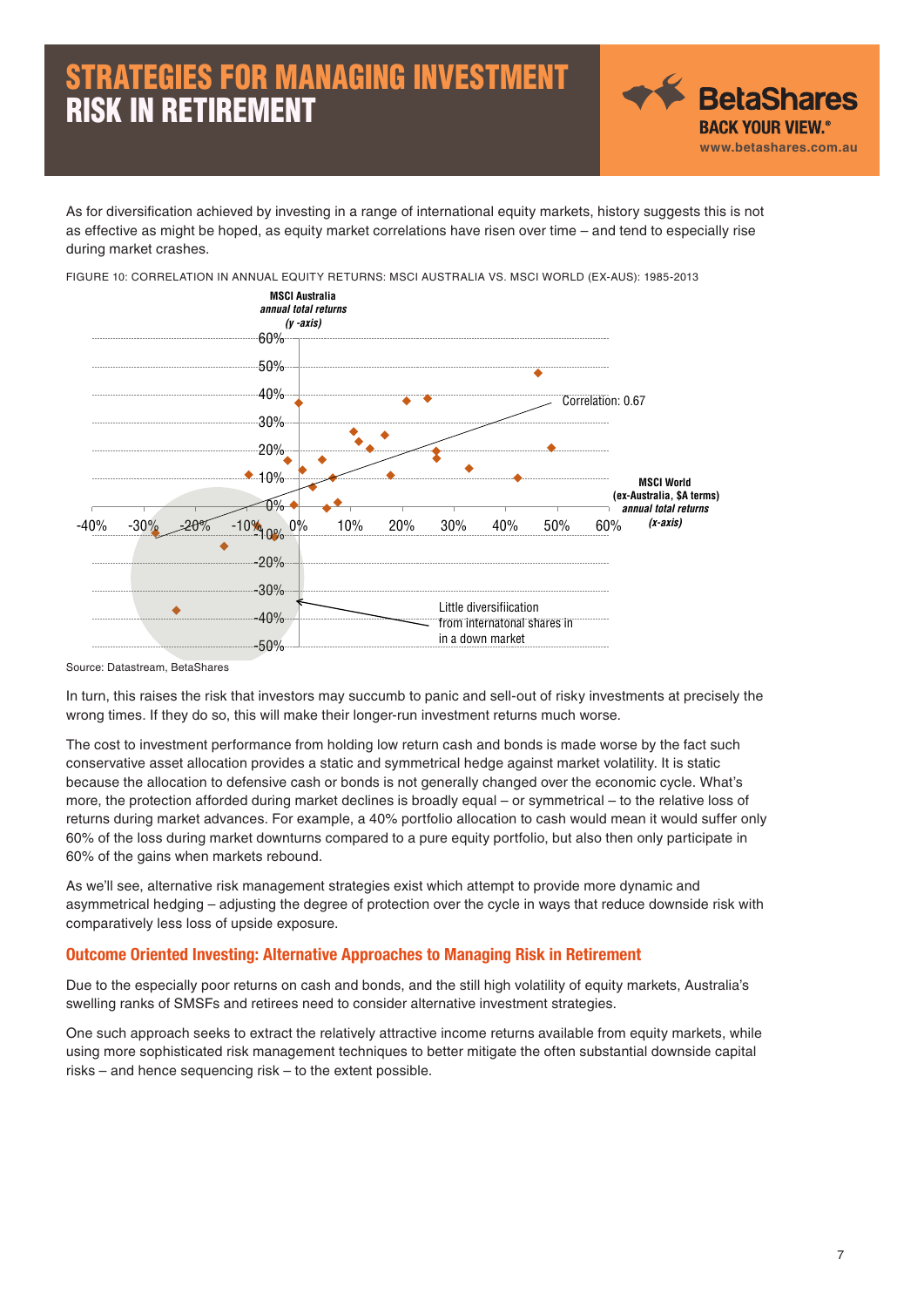# STRATEGIES FOR MANAGING INVESTMENT RISK IN RETIREMENT

As for diversification achieved by investing in a range of international equity markets, history suggests this is not as effective as might be hoped, as equity market correlations have risen over time – and tend to especially rise during market crashes.

FIGURE 10: CORRELATION IN ANNUAL EQUITY RETURNS: MSCI AUSTRALIA VS. MSCI WORLD (EX-AUS): 1985-2013

MSCI Australia *annual total returns* *(y -axis)*

Correlation: 0.67

MSCI World (ex-Australia, $A terms) *annual total returns* *(x-axis)*

Little diversifiication from internatonal shares in in a down market

Source: Datastream, BetaShares

In turn, this raises the risk that investors may succumb to panic and sell-out of risky investments at precisely the wrong times. If they do so, this will make their longer-run investment returns much worse.

The cost to investment performance from holding low return cash and bonds is made worse by the fact such conservative asset allocation provides a static and symmetrical hedge against market volatility. It is static because the allocation to defensive cash or bonds is not generally changed over the economic cycle. What's more, the protection afforded during market declines is broadly equal – or symmetrical – to the relative loss of returns during market advances. For example, a 40% portfolio allocation to cash would mean it would suffer only 60% of the loss during market downturns compared to a pure equity portfolio, but also then only participate in 60% of the gains when markets rebound.

As we'll see, alternative risk management strategies exist which attempt to provide more dynamic and asymmetrical hedging – adjusting the degree of protection over the cycle in ways that reduce downside risk with comparatively less loss of upside exposure.

## Outcome Oriented Investing: Alternative Approaches to Managing Risk in Retirement

Due to the especially poor returns on cash and bonds, and the still high volatility of equity markets, Australia's swelling ranks of SMSFs and retirees need to consider alternative investment strategies.

One such approach seeks to extract the relatively attractive income returns available from equity markets, while using more sophisticated risk management techniques to better mitigate the often substantial downside capital risks – and hence sequencing risk – to the extent possible.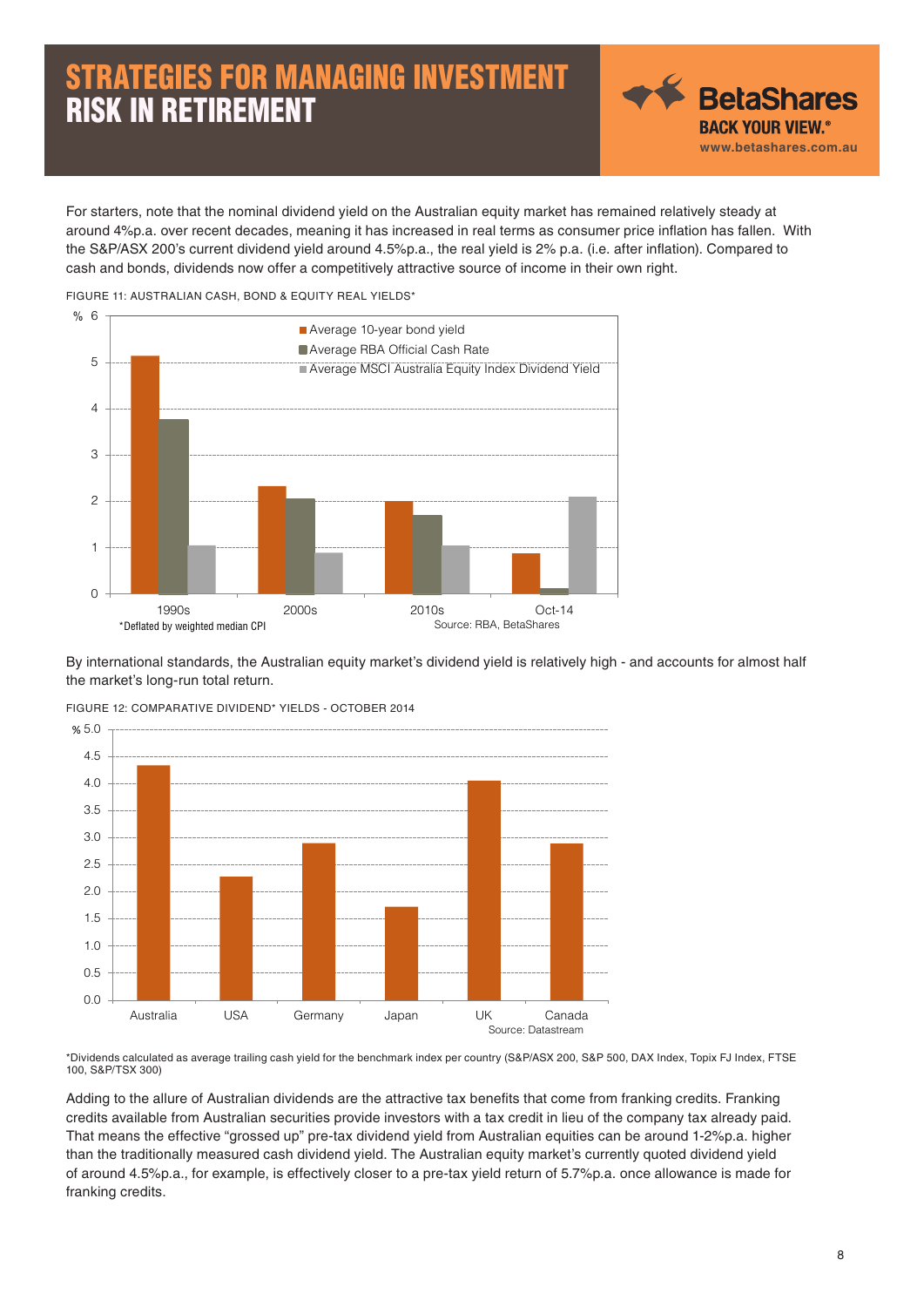For starters, note that the nominal dividend yield on the Australian equity market has remained relatively steady at around 4%p.a. over recent decades, meaning it has increased in real terms as consumer price inflation has fallen. With the S&P/ASX 200's current dividend yield around 4.5%p.a., the real yield is 2% p.a. (i.e. after inflation). Compared to cash and bonds, dividends now offer a competitively attractive source of income in their own right.

FIGURE 11: AUSTRALIAN CASH, BOND & EQUITY REAL YIELDS*

*Deflated by weighted median CPI

Source: RBA, BetaShares

By international standards, the Australian equity market's dividend yield is relatively high - and accounts for almost half the market's long-run total return.

FIGURE 12: COMPARATIVE DIVIDEND* YIELDS - OCTOBER 2014

Source: Datastream

*Dividends calculated as average trailing cash yield for the benchmark index per country (S&P/ASX 200, S&P 500, DAX Index, Topix FJ Index, FTSE 100, S&P/TSX 300)

Adding to the allure of Australian dividends are the attractive tax benefits that come from franking credits. Franking credits available from Australian securities provide investors with a tax credit in lieu of the company tax already paid. That means the effective "grossed up" pre-tax dividend yield from Australian equities can be around 1-2%p.a. higher than the traditionally measured cash dividend yield. The Australian equity market's currently quoted dividend yield of around 4.5%p.a., for example, is effectively closer to a pre-tax yield return of 5.7%p.a. once allowance is made for franking credits.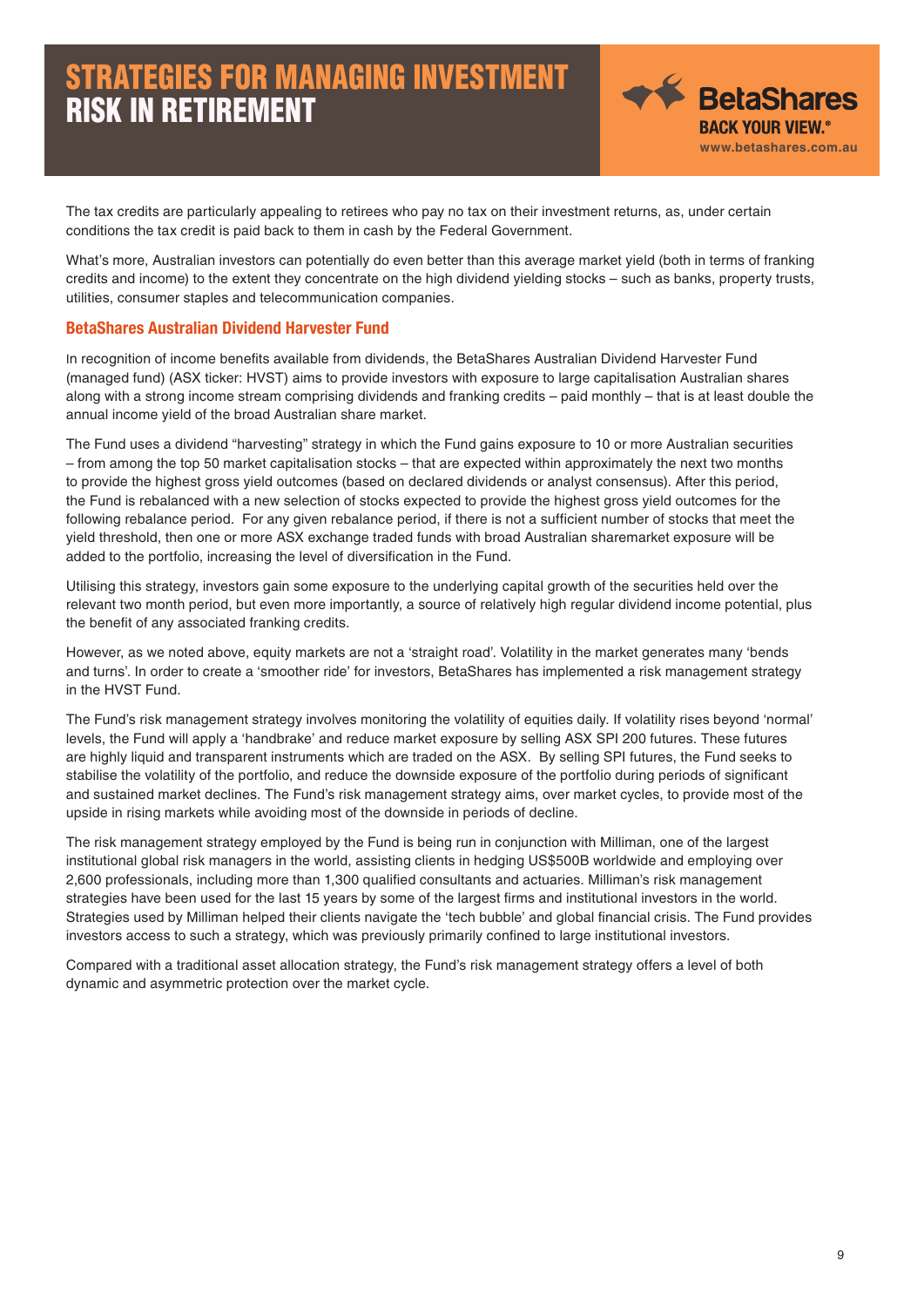The tax credits are particularly appealing to retirees who pay no tax on their investment returns, as, under certain conditions the tax credit is paid back to them in cash by the Federal Government.

What's more, Australian investors can potentially do even better than this average market yield (both in terms of franking credits and income) to the extent they concentrate on the high dividend yielding stocks – such as banks, property trusts, utilities, consumer staples and telecommunication companies.

### BetaShares Australian Dividend Harvester Fund

In recognition of income benefits available from dividends, the BetaShares Australian Dividend Harvester Fund (managed fund) (ASX ticker: HVST) aims to provide investors with exposure to large capitalisation Australian shares along with a strong income stream comprising dividends and franking credits – paid monthly – that is at least double the annual income yield of the broad Australian share market.

The Fund uses a dividend "harvesting" strategy in which the Fund gains exposure to 10 or more Australian securities – from among the top 50 market capitalisation stocks – that are expected within approximately the next two months to provide the highest gross yield outcomes (based on declared dividends or analyst consensus). After this period, the Fund is rebalanced with a new selection of stocks expected to provide the highest gross yield outcomes for the following rebalance period. For any given rebalance period, if there is not a sufficient number of stocks that meet the yield threshold, then one or more ASX exchange traded funds with broad Australian sharemarket exposure will be added to the portfolio, increasing the level of diversification in the Fund.

Utilising this strategy, investors gain some exposure to the underlying capital growth of the securities held over the relevant two month period, but even more importantly, a source of relatively high regular dividend income potential, plus the benefit of any associated franking credits.

However, as we noted above, equity markets are not a 'straight road'. Volatility in the market generates many 'bends and turns'. In order to create a 'smoother ride' for investors, BetaShares has implemented a risk management strategy in the HVST Fund.

The Fund's risk management strategy involves monitoring the volatility of equities daily. If volatility rises beyond 'normal' levels, the Fund will apply a 'handbrake' and reduce market exposure by selling ASX SPI 200 futures. These futures are highly liquid and transparent instruments which are traded on the ASX. By selling SPI futures, the Fund seeks to stabilise the volatility of the portfolio, and reduce the downside exposure of the portfolio during periods of significant and sustained market declines. The Fund's risk management strategy aims, over market cycles, to provide most of the upside in rising markets while avoiding most of the downside in periods of decline.

The risk management strategy employed by the Fund is being run in conjunction with Milliman, one of the largest institutional global risk managers in the world, assisting clients in hedging US$500B worldwide and employing over 2,600 professionals, including more than 1,300 qualified consultants and actuaries. Milliman's risk management strategies have been used for the last 15 years by some of the largest firms and institutional investors in the world. Strategies used by Milliman helped their clients navigate the 'tech bubble' and global financial crisis. The Fund provides investors access to such a strategy, which was previously primarily confined to large institutional investors.

Compared with a traditional asset allocation strategy, the Fund's risk management strategy offers a level of both dynamic and asymmetric protection over the market cycle.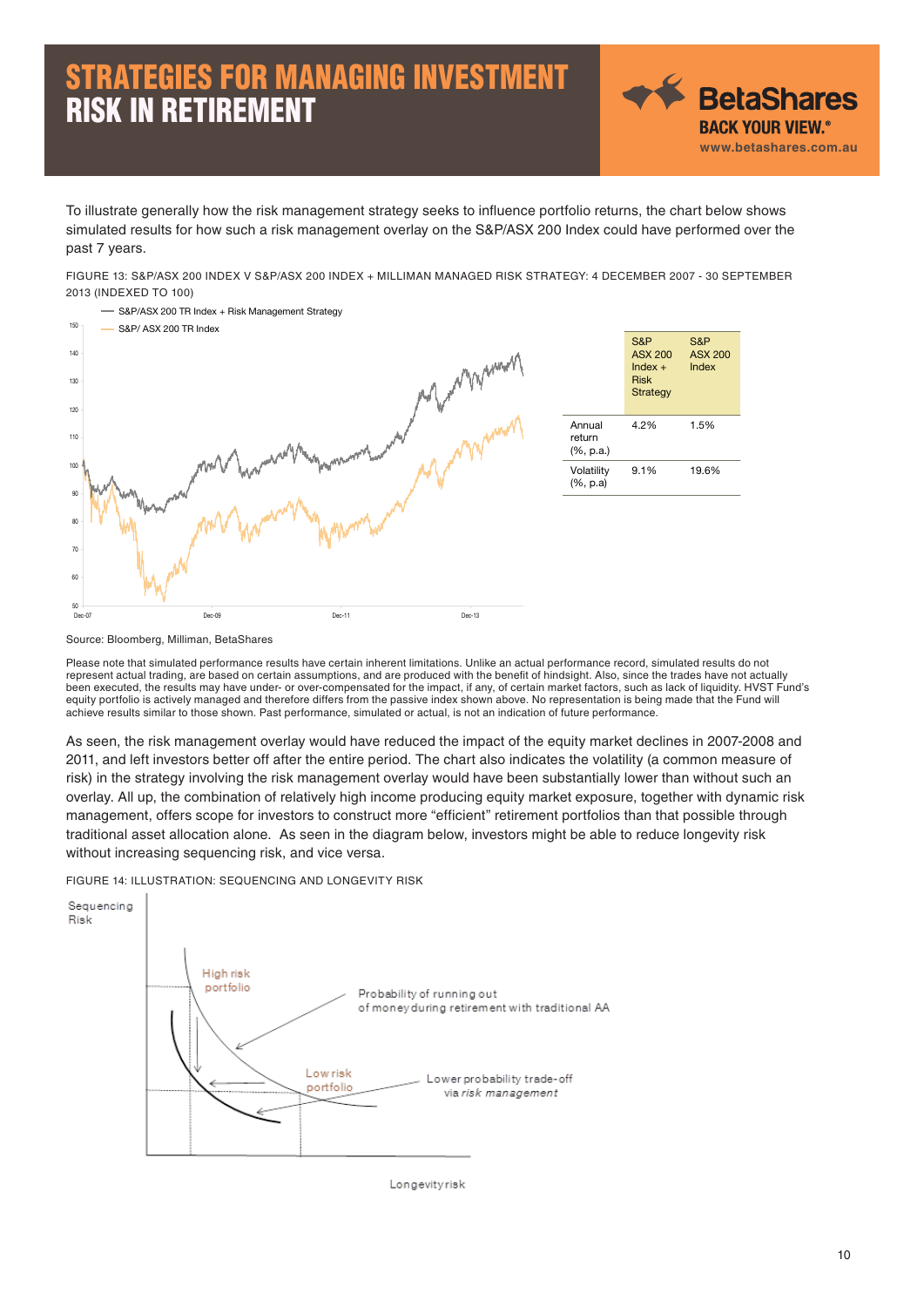# STRATEGIES FOR MANAGING INVESTMENT RISK IN RETIREMENT

To illustrate generally how the risk management strategy seeks to influence portfolio returns, the chart below shows simulated results for how such a risk management overlay on the S&P/ASX 200 Index could have performed over the past 7 years.

FIGURE 13: S&P/ASX 200 INDEX V S&P/ASX 200 INDEX + MILLIMAN MANAGED RISK STRATEGY: 4 DECEMBER 2007 - 30 SEPTEMBER 2013 (INDEXED TO 100)

| | S&P ASX 200 Index + Risk Strategy | S&P ASX 200 Index |
|---|---|---|
| Annual return (%, p.a.) | 4.2% | 1.5% |
| Volatility (%, p.a) | 9.1% | 19.6% |

Source: Bloomberg, Milliman, BetaShares

Please note that simulated performance results have certain inherent limitations. Unlike an actual performance record, simulated results do not represent actual trading, are based on certain assumptions, and are produced with the benefit of hindsight. Also, since the trades have not actually been executed, the results may have under- or over-compensated for the impact, if any, of certain market factors, such as lack of liquidity. HVST Fund's equity portfolio is actively managed and therefore differs from the passive index shown above. No representation is being made that the Fund will achieve results similar to those shown. Past performance, simulated or actual, is not an indication of future performance.

As seen, the risk management overlay would have reduced the impact of the equity market declines in 2007-2008 and 2011, and left investors better off after the entire period. The chart also indicates the volatility (a common measure of risk) in the strategy involving the risk management overlay would have been substantially lower than without such an overlay. All up, the combination of relatively high income producing equity market exposure, together with dynamic risk management, offers scope for investors to construct more "efficient" retirement portfolios than that possible through traditional asset allocation alone. As seen in the diagram below, investors might be able to reduce longevity risk without increasing sequencing risk, and vice versa.

FIGURE 14: ILLUSTRATION: SEQUENCING AND LONGEVITY RISK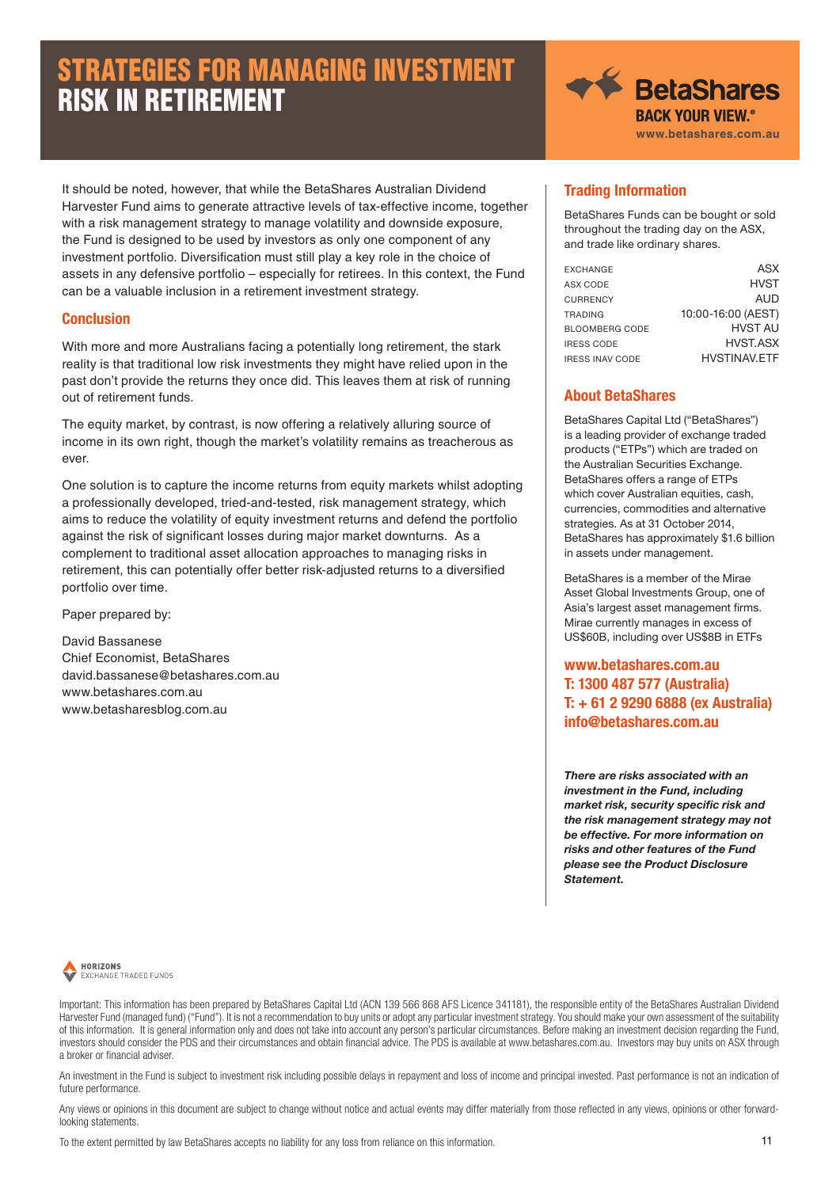# STRATEGIES FOR MANAGING INVESTMENT RISK IN RETIREMENT

BetaShares
BACK YOUR VIEW.®
www.betashares.com.au

It should be noted, however, that while the BetaShares Australian Dividend Harvester Fund aims to generate attractive levels of tax-effective income, together with a risk management strategy to manage volatility and downside exposure, the Fund is designed to be used by investors as only one component of any investment portfolio. Diversification must still play a key role in the choice of assets in any defensive portfolio – especially for retirees. In this context, the Fund can be a valuable inclusion in a retirement investment strategy.

## Conclusion

With more and more Australians facing a potentially long retirement, the stark reality is that traditional low risk investments they might have relied upon in the past don't provide the returns they once did. This leaves them at risk of running out of retirement funds.

The equity market, by contrast, is now offering a relatively alluring source of income in its own right, though the market's volatility remains as treacherous as ever.

One solution is to capture the income returns from equity markets whilst adopting a professionally developed, tried-and-tested, risk management strategy, which aims to reduce the volatility of equity investment returns and defend the portfolio against the risk of significant losses during major market downturns. As a complement to traditional asset allocation approaches to managing risks in retirement, this can potentially offer better risk-adjusted returns to a diversified portfolio over time.

Paper prepared by:

David Bassanese
Chief Economist, BetaShares
david.bassanese@betashares.com.au
www.betashares.com.au
www.betasharesblog.com.au

## Trading Information

BetaShares Funds can be bought or sold throughout the trading day on the ASX, and trade like ordinary shares.

| | |
|---|---|
| EXCHANGE | ASX |
| ASX CODE | HVST |
| CURRENCY | AUD |
| TRADING | 10:00-16:00 (AEST) |
| BLOOMBERG CODE | HVST AU |
| IRESS CODE | HVST.ASX |
| IRESS INAV CODE | HVSTINAV.ETF |

## About BetaShares

BetaShares Capital Ltd ("BetaShares") is a leading provider of exchange traded products ("ETPs") which are traded on the Australian Securities Exchange. BetaShares offers a range of ETPs which cover Australian equities, cash, currencies, commodities and alternative strategies. As at 31 October 2014, BetaShares has approximately $1.6 billion in assets under management.

BetaShares is a member of the Mirae Asset Global Investments Group, one of Asia's largest asset management firms. Mirae currently manages in excess of US$60B, including over US$8B in ETFs

**www.betashares.com.au**
**T: 1300 487 577 (Australia)**
**T: + 61 2 9290 6888 (ex Australia)**
**info@betashares.com.au**

***There are risks associated with an investment in the Fund, including market risk, security specific risk and the risk management strategy may not be effective. For more information on risks and other features of the Fund please see the Product Disclosure Statement.***

HORIZONS EXCHANGE TRADED FUNDS

Important: This information has been prepared by BetaShares Capital Ltd (ACN 139 566 868 AFS Licence 341181), the responsible entity of the BetaShares Australian Dividend Harvester Fund (managed fund) ("Fund"). It is not a recommendation to buy units or adopt any particular investment strategy. You should make your own assessment of the suitability of this information. It is general information only and does not take into account any person's particular circumstances. Before making an investment decision regarding the Fund, investors should consider the PDS and their circumstances and obtain financial advice. The PDS is available at www.betashares.com.au. Investors may buy units on ASX through a broker or financial adviser.

An investment in the Fund is subject to investment risk including possible delays in repayment and loss of income and principal invested. Past performance is not an indication of future performance.

Any views or opinions in this document are subject to change without notice and actual events may differ materially from those reflected in any views, opinions or other forward-looking statements.

To the extent permitted by law BetaShares accepts no liability for any loss from reliance on this information.